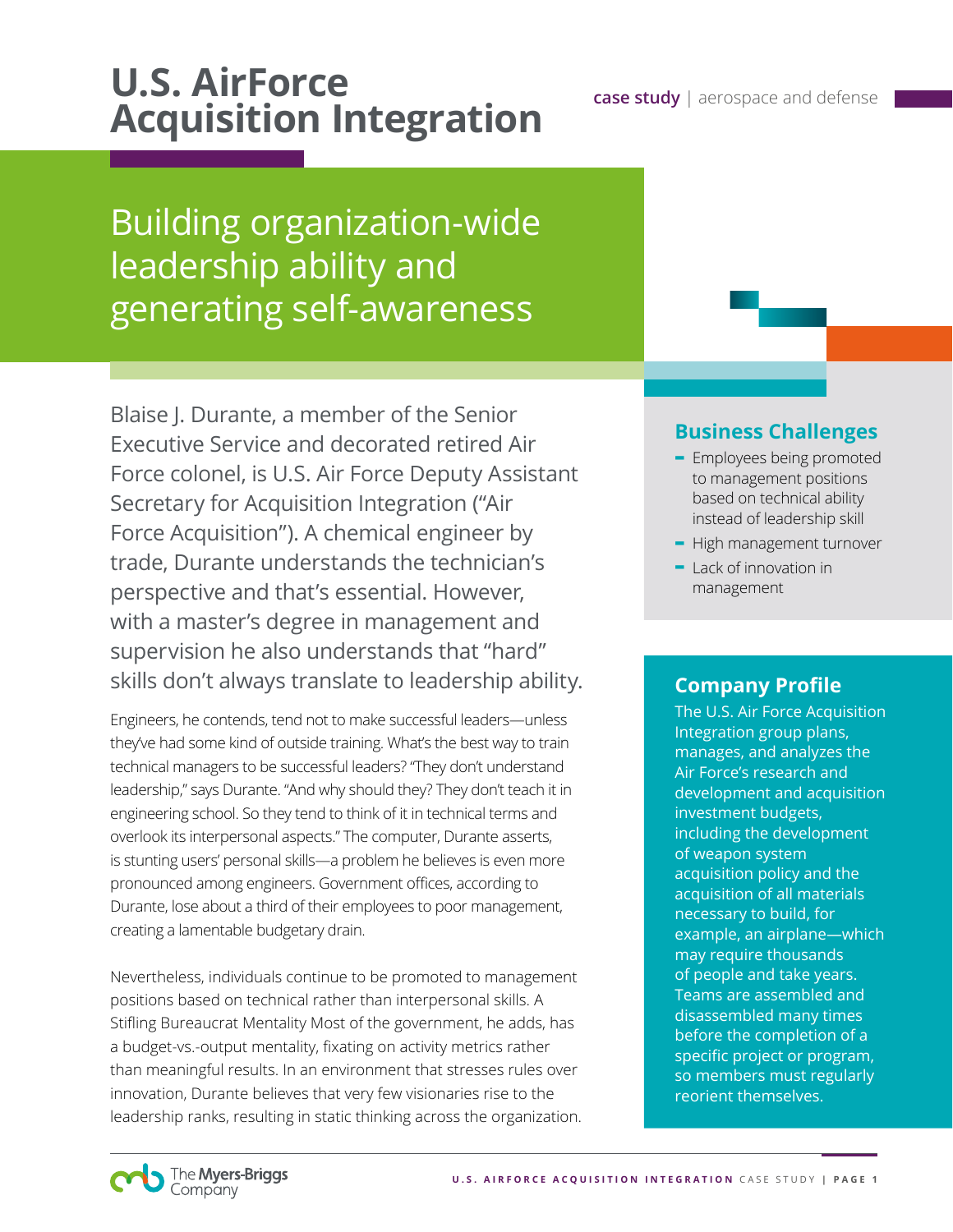# U.S. AirForce Acquisition Integration

**case study** | aerospace and defense

## Building organization-wide leadership ability and generating self-awareness

Blaise J. Durante, a member of the Senior Executive Service and decorated retired Air Force colonel, is U.S. Air Force Deputy Assistant Secretary for Acquisition Integration ("Air Force Acquisition"). A chemical engineer by trade, Durante understands the technician's perspective and that's essential. However, with a master's degree in management and supervision he also understands that "hard" skills don't always translate to leadership ability.

Engineers, he contends, tend not to make successful leaders—unless they've had some kind of outside training. What's the best way to train technical managers to be successful leaders? "They don't understand leadership," says Durante. "And why should they? They don't teach it in engineering school. So they tend to think of it in technical terms and overlook its interpersonal aspects." The computer, Durante asserts, is stunting users' personal skills—a problem he believes is even more pronounced among engineers. Government offices, according to Durante, lose about a third of their employees to poor management, creating a lamentable budgetary drain.

Nevertheless, individuals continue to be promoted to management positions based on technical rather than interpersonal skills. A Stifling Bureaucrat Mentality Most of the government, he adds, has a budget-vs.-output mentality, fixating on activity metrics rather than meaningful results. In an environment that stresses rules over innovation, Durante believes that very few visionaries rise to the leadership ranks, resulting in static thinking across the organization.

### Business Challenges

- Employees being promoted to management positions based on technical ability instead of leadership skill
- High management turnover
- Lack of innovation in management

### Company Profile

The U.S. Air Force Acquisition Integration group plans, manages, and analyzes the Air Force's research and development and acquisition investment budgets, including the development of weapon system acquisition policy and the acquisition of all materials necessary to build, for example, an airplane—which may require thousands of people and take years. Teams are assembled and disassembled many times before the completion of a specific project or program, so members must regularly reorient themselves.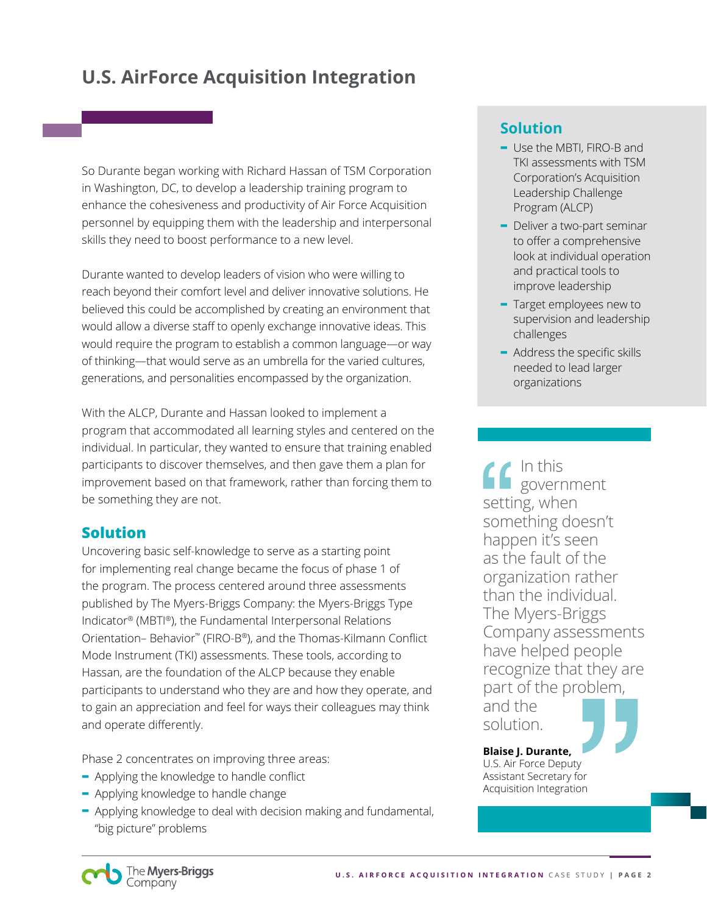# U.S. AirForce Acquisition Integration

So Durante began working with Richard Hassan of TSM Corporation in Washington, DC, to develop a leadership training program to enhance the cohesiveness and productivity of Air Force Acquisition personnel by equipping them with the leadership and interpersonal skills they need to boost performance to a new level.

Durante wanted to develop leaders of vision who were willing to reach beyond their comfort level and deliver innovative solutions. He believed this could be accomplished by creating an environment that would allow a diverse staff to openly exchange innovative ideas. This would require the program to establish a common language—or way of thinking—that would serve as an umbrella for the varied cultures, generations, and personalities encompassed by the organization.

With the ALCP, Durante and Hassan looked to implement a program that accommodated all learning styles and centered on the individual. In particular, they wanted to ensure that training enabled participants to discover themselves, and then gave them a plan for improvement based on that framework, rather than forcing them to be something they are not.

## Solution

Uncovering basic self-knowledge to serve as a starting point for implementing real change became the focus of phase 1 of the program. The process centered around three assessments published by The Myers-Briggs Company: the Myers-Briggs Type Indicator® (MBTI®), the Fundamental Interpersonal Relations Orientation– Behavior™ (FIRO-B®), and the Thomas-Kilmann Conflict Mode Instrument (TKI) assessments. These tools, according to Hassan, are the foundation of the ALCP because they enable participants to understand who they are and how they operate, and to gain an appreciation and feel for ways their colleagues may think and operate differently.

Phase 2 concentrates on improving three areas:

- Applying the knowledge to handle conflict
- Applying knowledge to handle change
- Applying knowledge to deal with decision making and fundamental, "big picture" problems

## Solution

- Use the MBTI, FIRO-B and TKI assessments with TSM Corporation's Acquisition Leadership Challenge Program (ALCP)
- Deliver a two-part seminar to offer a comprehensive look at individual operation and practical tools to improve leadership
- Target employees new to supervision and leadership challenges
- Address the specific skills needed to lead larger organizations

> "In this government setting, when something doesn't happen it's seen as the fault of the organization rather than the individual. The Myers-Briggs Company assessments have helped people recognize that they are part of the problem, and the solution."
>
> **Blaise J. Durante,** U.S. Air Force Deputy Assistant Secretary for Acquisition Integration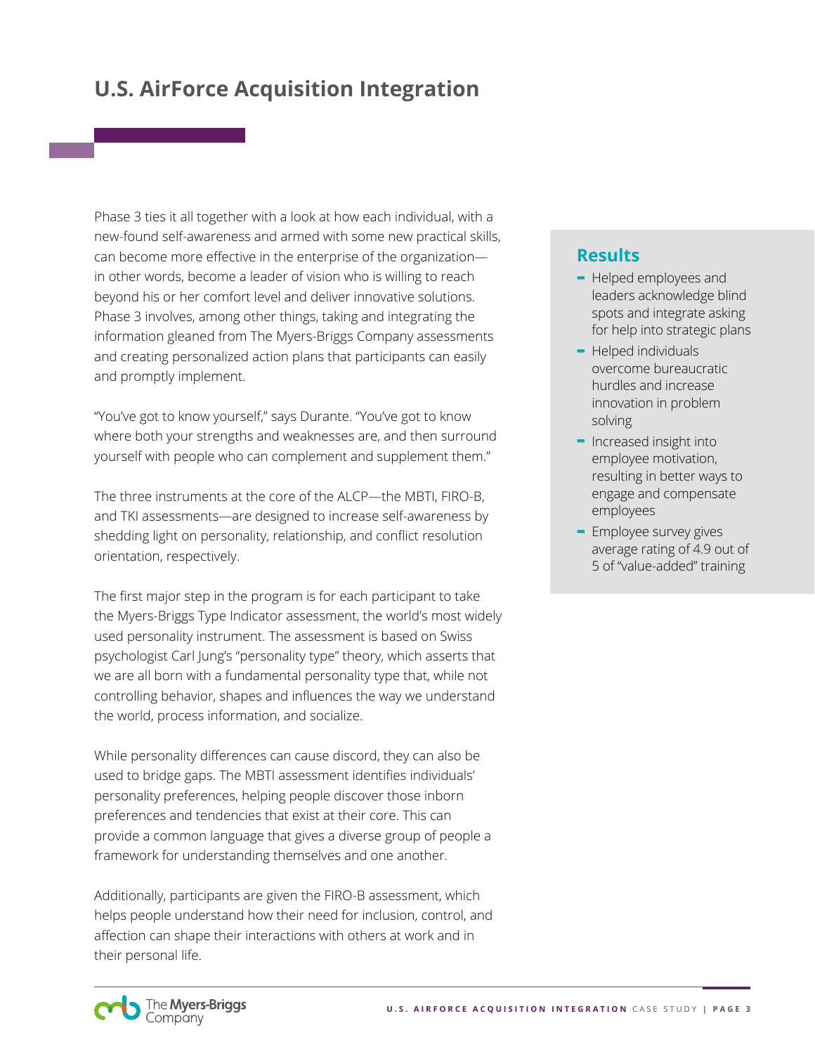# U.S. AirForce Acquisition Integration

Phase 3 ties it all together with a look at how each individual, with a new-found self-awareness and armed with some new practical skills, can become more effective in the enterprise of the organization—in other words, become a leader of vision who is willing to reach beyond his or her comfort level and deliver innovative solutions. Phase 3 involves, among other things, taking and integrating the information gleaned from The Myers-Briggs Company assessments and creating personalized action plans that participants can easily and promptly implement.

"You've got to know yourself," says Durante. "You've got to know where both your strengths and weaknesses are, and then surround yourself with people who can complement and supplement them."

The three instruments at the core of the ALCP—the MBTI, FIRO-B, and TKI assessments—are designed to increase self-awareness by shedding light on personality, relationship, and conflict resolution orientation, respectively.

The first major step in the program is for each participant to take the Myers-Briggs Type Indicator assessment, the world's most widely used personality instrument. The assessment is based on Swiss psychologist Carl Jung's "personality type" theory, which asserts that we are all born with a fundamental personality type that, while not controlling behavior, shapes and influences the way we understand the world, process information, and socialize.

While personality differences can cause discord, they can also be used to bridge gaps. The MBTI assessment identifies individuals' personality preferences, helping people discover those inborn preferences and tendencies that exist at their core. This can provide a common language that gives a diverse group of people a framework for understanding themselves and one another.

Additionally, participants are given the FIRO-B assessment, which helps people understand how their need for inclusion, control, and affection can shape their interactions with others at work and in their personal life.

## Results

- Helped employees and leaders acknowledge blind spots and integrate asking for help into strategic plans
- Helped individuals overcome bureaucratic hurdles and increase innovation in problem solving
- Increased insight into employee motivation, resulting in better ways to engage and compensate employees
- Employee survey gives average rating of 4.9 out of 5 of "value-added" training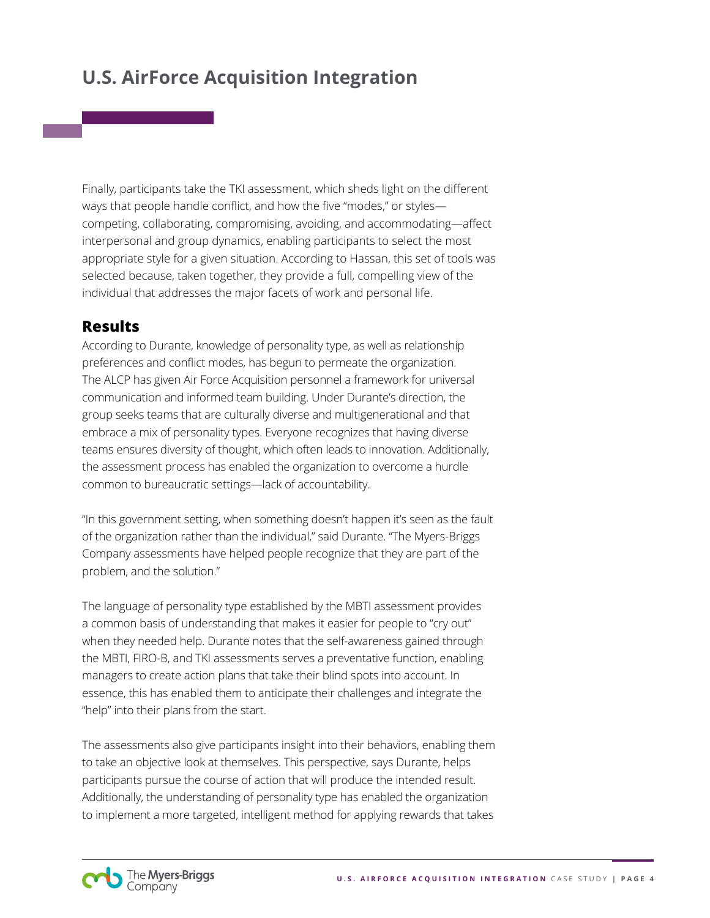Finally, participants take the TKI assessment, which sheds light on the different ways that people handle conflict, and how the five "modes," or styles—competing, collaborating, compromising, avoiding, and accommodating—affect interpersonal and group dynamics, enabling participants to select the most appropriate style for a given situation. According to Hassan, this set of tools was selected because, taken together, they provide a full, compelling view of the individual that addresses the major facets of work and personal life.

## Results

According to Durante, knowledge of personality type, as well as relationship preferences and conflict modes, has begun to permeate the organization. The ALCP has given Air Force Acquisition personnel a framework for universal communication and informed team building. Under Durante's direction, the group seeks teams that are culturally diverse and multigenerational and that embrace a mix of personality types. Everyone recognizes that having diverse teams ensures diversity of thought, which often leads to innovation. Additionally, the assessment process has enabled the organization to overcome a hurdle common to bureaucratic settings—lack of accountability.

"In this government setting, when something doesn't happen it's seen as the fault of the organization rather than the individual," said Durante. "The Myers-Briggs Company assessments have helped people recognize that they are part of the problem, and the solution."

The language of personality type established by the MBTI assessment provides a common basis of understanding that makes it easier for people to "cry out" when they needed help. Durante notes that the self-awareness gained through the MBTI, FIRO-B, and TKI assessments serves a preventative function, enabling managers to create action plans that take their blind spots into account. In essence, this has enabled them to anticipate their challenges and integrate the "help" into their plans from the start.

The assessments also give participants insight into their behaviors, enabling them to take an objective look at themselves. This perspective, says Durante, helps participants pursue the course of action that will produce the intended result. Additionally, the understanding of personality type has enabled the organization to implement a more targeted, intelligent method for applying rewards that takes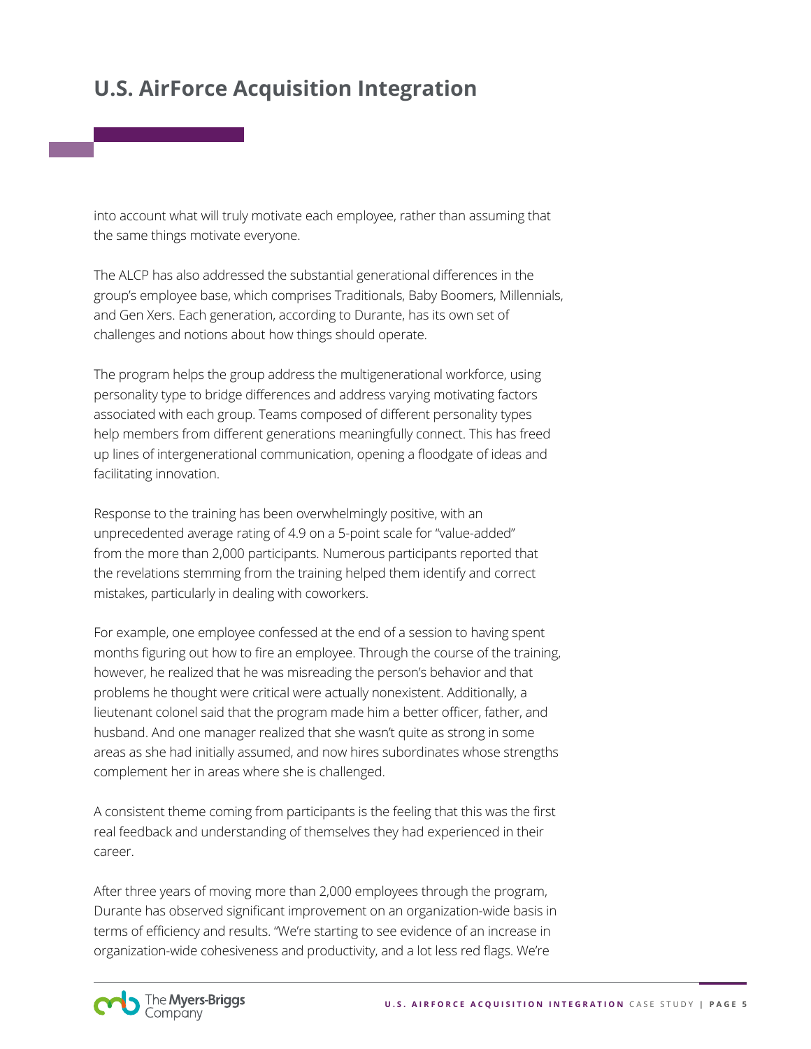into account what will truly motivate each employee, rather than assuming that the same things motivate everyone.

The ALCP has also addressed the substantial generational differences in the group's employee base, which comprises Traditionals, Baby Boomers, Millennials, and Gen Xers. Each generation, according to Durante, has its own set of challenges and notions about how things should operate.

The program helps the group address the multigenerational workforce, using personality type to bridge differences and address varying motivating factors associated with each group. Teams composed of different personality types help members from different generations meaningfully connect. This has freed up lines of intergenerational communication, opening a floodgate of ideas and facilitating innovation.

Response to the training has been overwhelmingly positive, with an unprecedented average rating of 4.9 on a 5-point scale for "value-added" from the more than 2,000 participants. Numerous participants reported that the revelations stemming from the training helped them identify and correct mistakes, particularly in dealing with coworkers.

For example, one employee confessed at the end of a session to having spent months figuring out how to fire an employee. Through the course of the training, however, he realized that he was misreading the person's behavior and that problems he thought were critical were actually nonexistent. Additionally, a lieutenant colonel said that the program made him a better officer, father, and husband. And one manager realized that she wasn't quite as strong in some areas as she had initially assumed, and now hires subordinates whose strengths complement her in areas where she is challenged.

A consistent theme coming from participants is the feeling that this was the first real feedback and understanding of themselves they had experienced in their career.

After three years of moving more than 2,000 employees through the program, Durante has observed significant improvement on an organization-wide basis in terms of efficiency and results. "We're starting to see evidence of an increase in organization-wide cohesiveness and productivity, and a lot less red flags. We're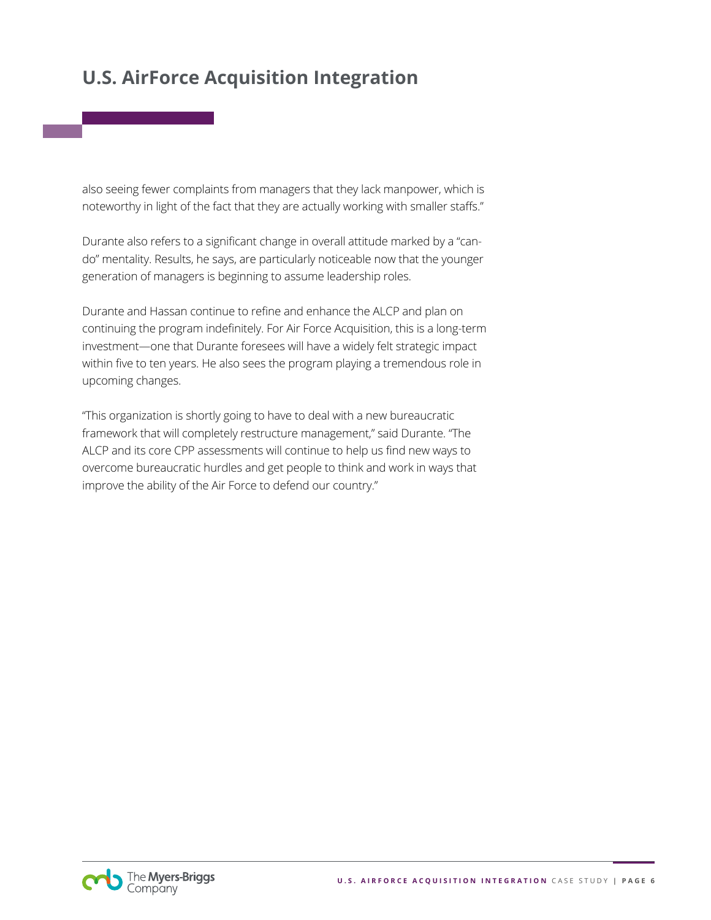also seeing fewer complaints from managers that they lack manpower, which is noteworthy in light of the fact that they are actually working with smaller staffs."

Durante also refers to a significant change in overall attitude marked by a "can-do" mentality. Results, he says, are particularly noticeable now that the younger generation of managers is beginning to assume leadership roles.

Durante and Hassan continue to refine and enhance the ALCP and plan on continuing the program indefinitely. For Air Force Acquisition, this is a long-term investment—one that Durante foresees will have a widely felt strategic impact within five to ten years. He also sees the program playing a tremendous role in upcoming changes.

"This organization is shortly going to have to deal with a new bureaucratic framework that will completely restructure management," said Durante. "The ALCP and its core CPP assessments will continue to help us find new ways to overcome bureaucratic hurdles and get people to think and work in ways that improve the ability of the Air Force to defend our country."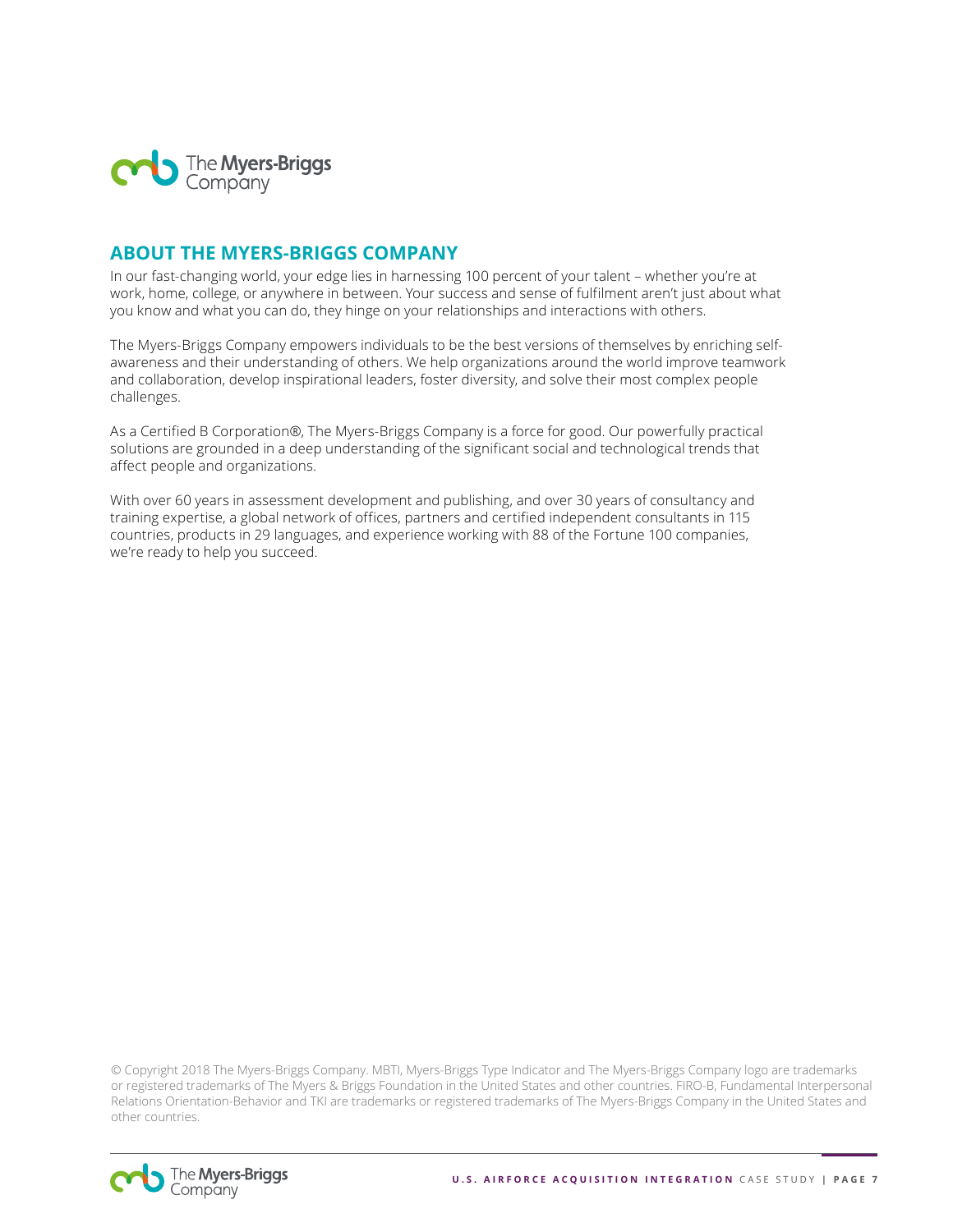## ABOUT THE MYERS-BRIGGS COMPANY

In our fast-changing world, your edge lies in harnessing 100 percent of your talent – whether you're at work, home, college, or anywhere in between. Your success and sense of fulfilment aren't just about what you know and what you can do, they hinge on your relationships and interactions with others.

The Myers-Briggs Company empowers individuals to be the best versions of themselves by enriching self-awareness and their understanding of others. We help organizations around the world improve teamwork and collaboration, develop inspirational leaders, foster diversity, and solve their most complex people challenges.

As a Certified B Corporation®, The Myers-Briggs Company is a force for good. Our powerfully practical solutions are grounded in a deep understanding of the significant social and technological trends that affect people and organizations.

With over 60 years in assessment development and publishing, and over 30 years of consultancy and training expertise, a global network of offices, partners and certified independent consultants in 115 countries, products in 29 languages, and experience working with 88 of the Fortune 100 companies, we're ready to help you succeed.

© Copyright 2018 The Myers-Briggs Company. MBTI, Myers-Briggs Type Indicator and The Myers-Briggs Company logo are trademarks or registered trademarks of The Myers & Briggs Foundation in the United States and other countries. FIRO-B, Fundamental Interpersonal Relations Orientation-Behavior and TKI are trademarks or registered trademarks of The Myers-Briggs Company in the United States and other countries.